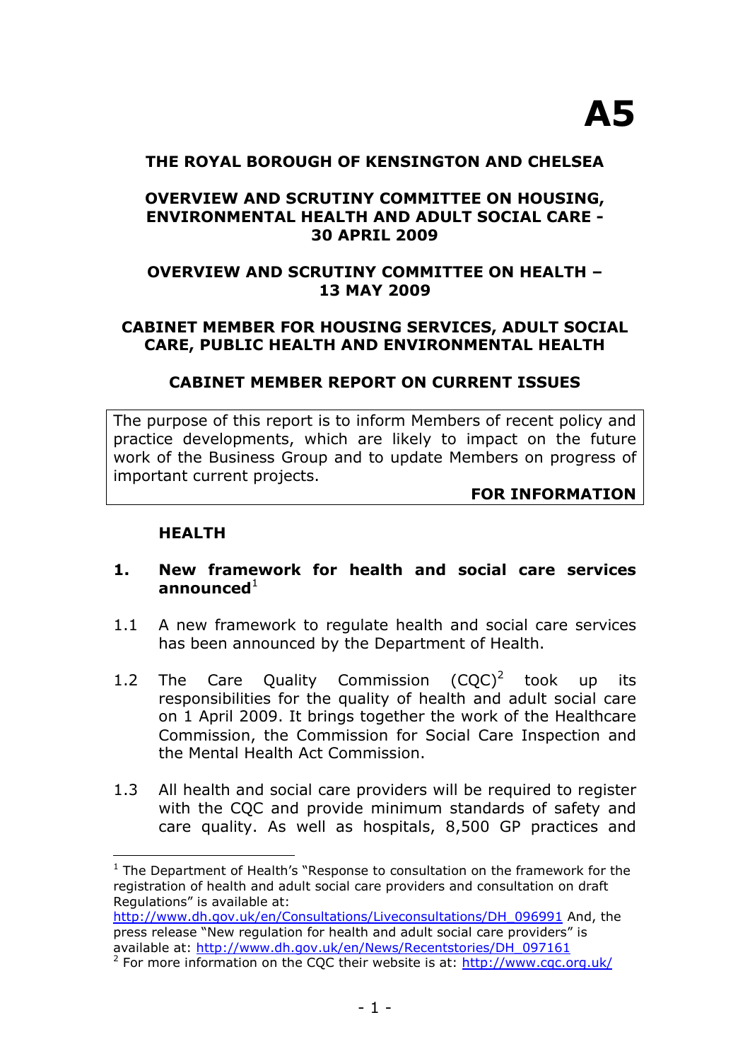**A5**

# THE ROYAL BOROUGH OF KENSINGTON AND CHELSEA

## OVERVIEW AND SCRUTINY COMMITTEE ON HOUSING, ENVIRONMENTAL HEALTH AND ADULT SOCIAL CARE - 30 APRIL 2009

## OVERVIEW AND SCRUTINY COMMITTEE ON HEALTH – 13 MAY 2009

## CABINET MEMBER FOR HOUSING SERVICES, ADULT SOCIAL CARE, PUBLIC HEALTH AND ENVIRONMENTAL HEALTH

## CABINET MEMBER REPORT ON CURRENT ISSUES

| The purpose of this report is to inform Members of recent policy and practice developments, which are likely to impact on the future work of the Business Group and to update Members on progress of important current projects. **FOR INFORMATION** |
|---|

### HEALTH

### 1. New framework for health and social care services announced[1]

1.1 A new framework to regulate health and social care services has been announced by the Department of Health.

1.2 The Care Quality Commission (CQC)[2] took up its responsibilities for the quality of health and adult social care on 1 April 2009. It brings together the work of the Healthcare Commission, the Commission for Social Care Inspection and the Mental Health Act Commission.

1.3 All health and social care providers will be required to register with the CQC and provide minimum standards of safety and care quality. As well as hospitals, 8,500 GP practices and

---

[1] The Department of Health's "Response to consultation on the framework for the registration of health and adult social care providers and consultation on draft Regulations" is available at: http://www.dh.gov.uk/en/Consultations/Liveconsultations/DH_096991 And, the press release "New regulation for health and adult social care providers" is available at: http://www.dh.gov.uk/en/News/Recentstories/DH_097161

[2] For more information on the CQC their website is at: http://www.cqc.org.uk/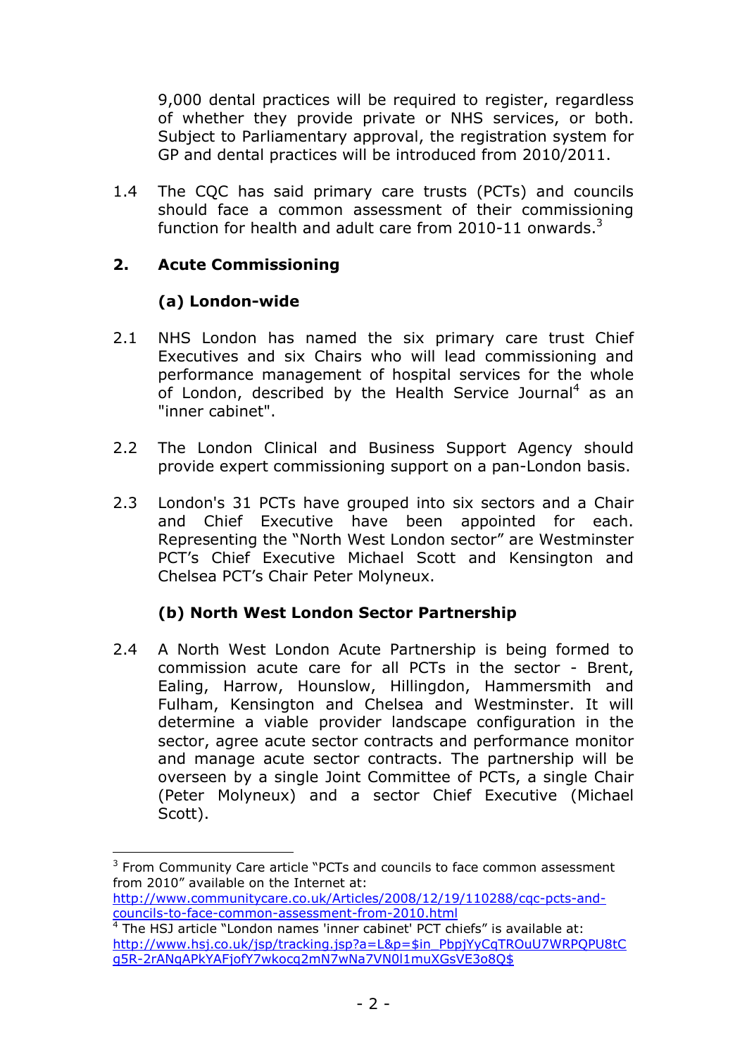9,000 dental practices will be required to register, regardless of whether they provide private or NHS services, or both. Subject to Parliamentary approval, the registration system for GP and dental practices will be introduced from 2010/2011.

1.4 The CQC has said primary care trusts (PCTs) and councils should face a common assessment of their commissioning function for health and adult care from 2010-11 onwards.[3]

## 2. Acute Commissioning

### (a) London-wide

2.1 NHS London has named the six primary care trust Chief Executives and six Chairs who will lead commissioning and performance management of hospital services for the whole of London, described by the Health Service Journal[4] as an "inner cabinet".

2.2 The London Clinical and Business Support Agency should provide expert commissioning support on a pan-London basis.

2.3 London's 31 PCTs have grouped into six sectors and a Chair and Chief Executive have been appointed for each. Representing the "North West London sector" are Westminster PCT's Chief Executive Michael Scott and Kensington and Chelsea PCT's Chair Peter Molyneux.

### (b) North West London Sector Partnership

2.4 A North West London Acute Partnership is being formed to commission acute care for all PCTs in the sector - Brent, Ealing, Harrow, Hounslow, Hillingdon, Hammersmith and Fulham, Kensington and Chelsea and Westminster. It will determine a viable provider landscape configuration in the sector, agree acute sector contracts and performance monitor and manage acute sector contracts. The partnership will be overseen by a single Joint Committee of PCTs, a single Chair (Peter Molyneux) and a sector Chief Executive (Michael Scott).

---

[3] From Community Care article "PCTs and councils to face common assessment from 2010" available on the Internet at: http://www.communitycare.co.uk/Articles/2008/12/19/110288/cqc-pcts-and-councils-to-face-common-assessment-from-2010.html

[4] The HSJ article "London names 'inner cabinet' PCT chiefs" is available at: http://www.hsj.co.uk/jsp/tracking.jsp?a=L&p=$in_PbpjYyCqTROuU7WRPQPU8tCg5R-2rANqAPkYAFjofY7wkocq2mN7wNa7VN0l1muXGsVE3o8Q$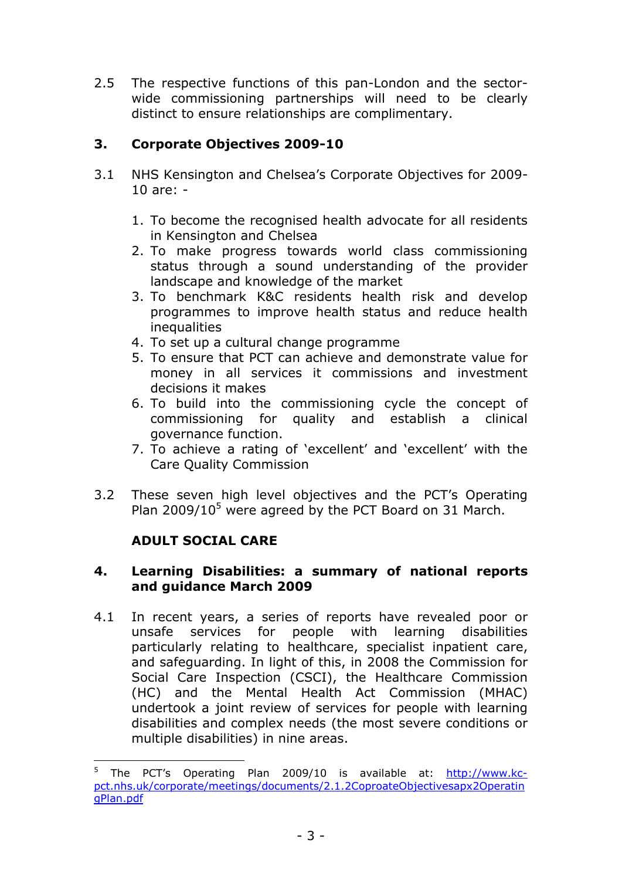2.5 The respective functions of this pan-London and the sector-wide commissioning partnerships will need to be clearly distinct to ensure relationships are complimentary.

## 3. Corporate Objectives 2009-10

3.1 NHS Kensington and Chelsea's Corporate Objectives for 2009-10 are: -

1. To become the recognised health advocate for all residents in Kensington and Chelsea
2. To make progress towards world class commissioning status through a sound understanding of the provider landscape and knowledge of the market
3. To benchmark K&C residents health risk and develop programmes to improve health status and reduce health inequalities
4. To set up a cultural change programme
5. To ensure that PCT can achieve and demonstrate value for money in all services it commissions and investment decisions it makes
6. To build into the commissioning cycle the concept of commissioning for quality and establish a clinical governance function.
7. To achieve a rating of 'excellent' and 'excellent' with the Care Quality Commission

3.2 These seven high level objectives and the PCT's Operating Plan 2009/10[5] were agreed by the PCT Board on 31 March.

## ADULT SOCIAL CARE

## 4. Learning Disabilities: a summary of national reports and guidance March 2009

4.1 In recent years, a series of reports have revealed poor or unsafe services for people with learning disabilities particularly relating to healthcare, specialist inpatient care, and safeguarding. In light of this, in 2008 the Commission for Social Care Inspection (CSCI), the Healthcare Commission (HC) and the Mental Health Act Commission (MHAC) undertook a joint review of services for people with learning disabilities and complex needs (the most severe conditions or multiple disabilities) in nine areas.

---

[5] The PCT's Operating Plan 2009/10 is available at: http://www.kc-pct.nhs.uk/corporate/meetings/documents/2.1.2CoproateObjectivesapx2OperatingPlan.pdf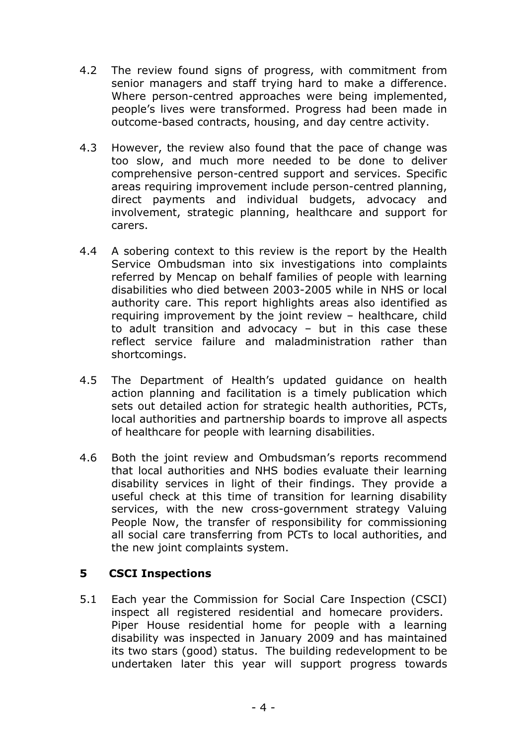4.2 The review found signs of progress, with commitment from senior managers and staff trying hard to make a difference. Where person-centred approaches were being implemented, people's lives were transformed. Progress had been made in outcome-based contracts, housing, and day centre activity.

4.3 However, the review also found that the pace of change was too slow, and much more needed to be done to deliver comprehensive person-centred support and services. Specific areas requiring improvement include person-centred planning, direct payments and individual budgets, advocacy and involvement, strategic planning, healthcare and support for carers.

4.4 A sobering context to this review is the report by the Health Service Ombudsman into six investigations into complaints referred by Mencap on behalf families of people with learning disabilities who died between 2003-2005 while in NHS or local authority care. This report highlights areas also identified as requiring improvement by the joint review – healthcare, child to adult transition and advocacy – but in this case these reflect service failure and maladministration rather than shortcomings.

4.5 The Department of Health's updated guidance on health action planning and facilitation is a timely publication which sets out detailed action for strategic health authorities, PCTs, local authorities and partnership boards to improve all aspects of healthcare for people with learning disabilities.

4.6 Both the joint review and Ombudsman's reports recommend that local authorities and NHS bodies evaluate their learning disability services in light of their findings. They provide a useful check at this time of transition for learning disability services, with the new cross-government strategy Valuing People Now, the transfer of responsibility for commissioning all social care transferring from PCTs to local authorities, and the new joint complaints system.

## 5 CSCI Inspections

5.1 Each year the Commission for Social Care Inspection (CSCI) inspect all registered residential and homecare providers. Piper House residential home for people with a learning disability was inspected in January 2009 and has maintained its two stars (good) status. The building redevelopment to be undertaken later this year will support progress towards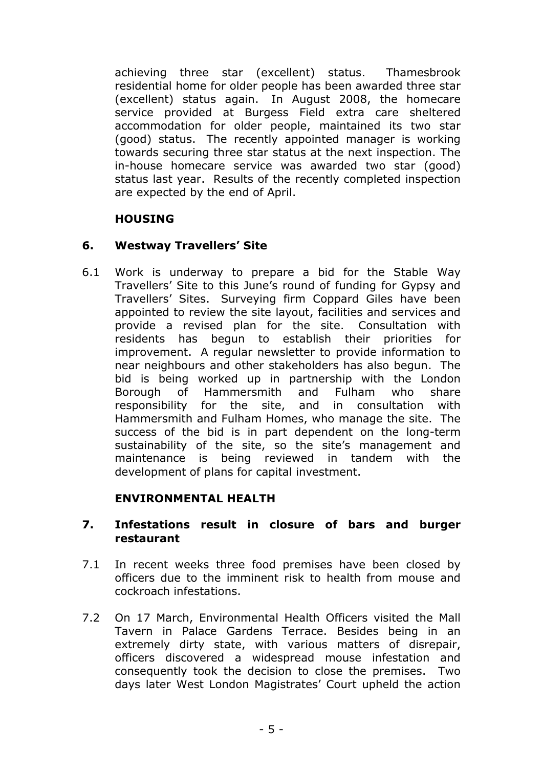achieving three star (excellent) status. Thamesbrook residential home for older people has been awarded three star (excellent) status again. In August 2008, the homecare service provided at Burgess Field extra care sheltered accommodation for older people, maintained its two star (good) status. The recently appointed manager is working towards securing three star status at the next inspection. The in-house homecare service was awarded two star (good) status last year. Results of the recently completed inspection are expected by the end of April.

**HOUSING**

## 6. Westway Travellers' Site

6.1 Work is underway to prepare a bid for the Stable Way Travellers' Site to this June's round of funding for Gypsy and Travellers' Sites. Surveying firm Coppard Giles have been appointed to review the site layout, facilities and services and provide a revised plan for the site. Consultation with residents has begun to establish their priorities for improvement. A regular newsletter to provide information to near neighbours and other stakeholders has also begun. The bid is being worked up in partnership with the London Borough of Hammersmith and Fulham who share responsibility for the site, and in consultation with Hammersmith and Fulham Homes, who manage the site. The success of the bid is in part dependent on the long-term sustainability of the site, so the site's management and maintenance is being reviewed in tandem with the development of plans for capital investment.

**ENVIRONMENTAL HEALTH**

## 7. Infestations result in closure of bars and burger restaurant

7.1 In recent weeks three food premises have been closed by officers due to the imminent risk to health from mouse and cockroach infestations.

7.2 On 17 March, Environmental Health Officers visited the Mall Tavern in Palace Gardens Terrace. Besides being in an extremely dirty state, with various matters of disrepair, officers discovered a widespread mouse infestation and consequently took the decision to close the premises. Two days later West London Magistrates' Court upheld the action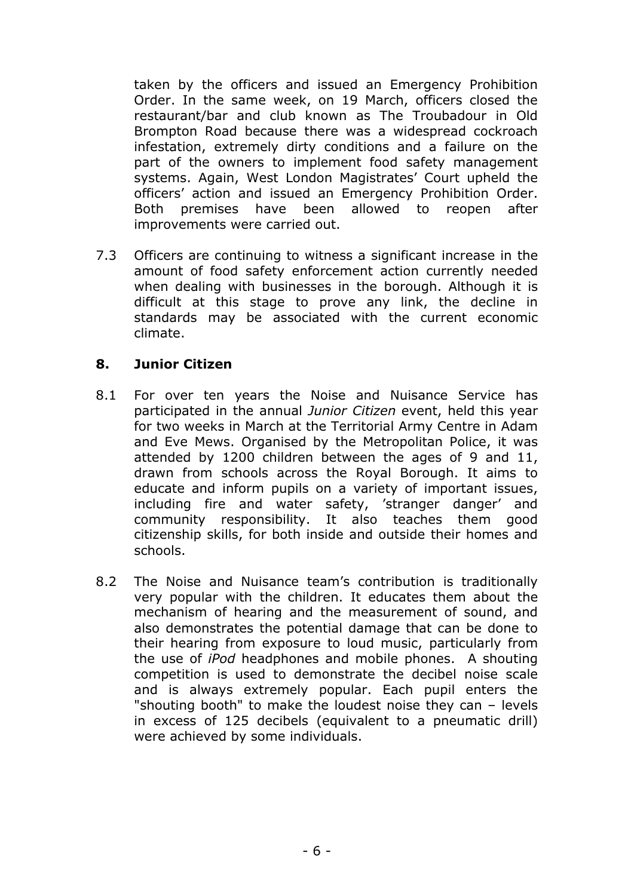taken by the officers and issued an Emergency Prohibition Order. In the same week, on 19 March, officers closed the restaurant/bar and club known as The Troubadour in Old Brompton Road because there was a widespread cockroach infestation, extremely dirty conditions and a failure on the part of the owners to implement food safety management systems. Again, West London Magistrates' Court upheld the officers' action and issued an Emergency Prohibition Order. Both premises have been allowed to reopen after improvements were carried out.

7.3 Officers are continuing to witness a significant increase in the amount of food safety enforcement action currently needed when dealing with businesses in the borough. Although it is difficult at this stage to prove any link, the decline in standards may be associated with the current economic climate.

## 8. Junior Citizen

8.1 For over ten years the Noise and Nuisance Service has participated in the annual *Junior Citizen* event, held this year for two weeks in March at the Territorial Army Centre in Adam and Eve Mews. Organised by the Metropolitan Police, it was attended by 1200 children between the ages of 9 and 11, drawn from schools across the Royal Borough. It aims to educate and inform pupils on a variety of important issues, including fire and water safety, 'stranger danger' and community responsibility. It also teaches them good citizenship skills, for both inside and outside their homes and schools.

8.2 The Noise and Nuisance team's contribution is traditionally very popular with the children. It educates them about the mechanism of hearing and the measurement of sound, and also demonstrates the potential damage that can be done to their hearing from exposure to loud music, particularly from the use of *iPod* headphones and mobile phones. A shouting competition is used to demonstrate the decibel noise scale and is always extremely popular. Each pupil enters the "shouting booth" to make the loudest noise they can – levels in excess of 125 decibels (equivalent to a pneumatic drill) were achieved by some individuals.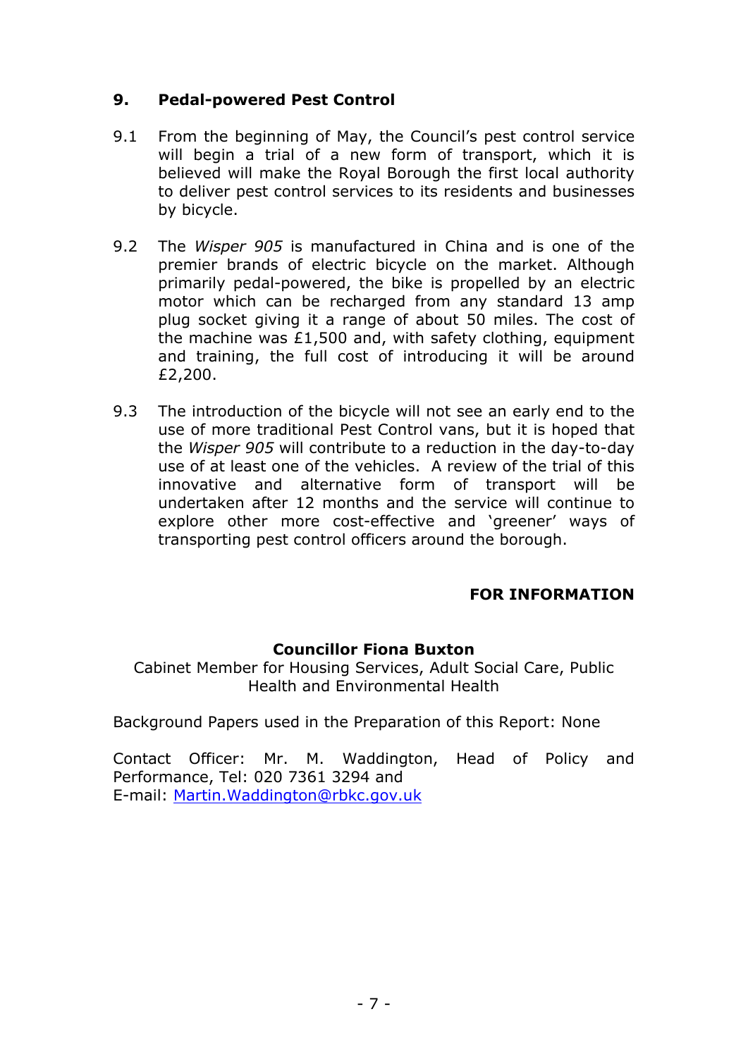## 9. Pedal-powered Pest Control

9.1 From the beginning of May, the Council's pest control service will begin a trial of a new form of transport, which it is believed will make the Royal Borough the first local authority to deliver pest control services to its residents and businesses by bicycle.

9.2 The *Wisper 905* is manufactured in China and is one of the premier brands of electric bicycle on the market. Although primarily pedal-powered, the bike is propelled by an electric motor which can be recharged from any standard 13 amp plug socket giving it a range of about 50 miles. The cost of the machine was £1,500 and, with safety clothing, equipment and training, the full cost of introducing it will be around £2,200.

9.3 The introduction of the bicycle will not see an early end to the use of more traditional Pest Control vans, but it is hoped that the *Wisper 905* will contribute to a reduction in the day-to-day use of at least one of the vehicles. A review of the trial of this innovative and alternative form of transport will be undertaken after 12 months and the service will continue to explore other more cost-effective and 'greener' ways of transporting pest control officers around the borough.

**FOR INFORMATION**

**Councillor Fiona Buxton**
Cabinet Member for Housing Services, Adult Social Care, Public Health and Environmental Health

Background Papers used in the Preparation of this Report: None

Contact Officer: Mr. M. Waddington, Head of Policy and Performance, Tel: 020 7361 3294 and
E-mail: Martin.Waddington@rbkc.gov.uk